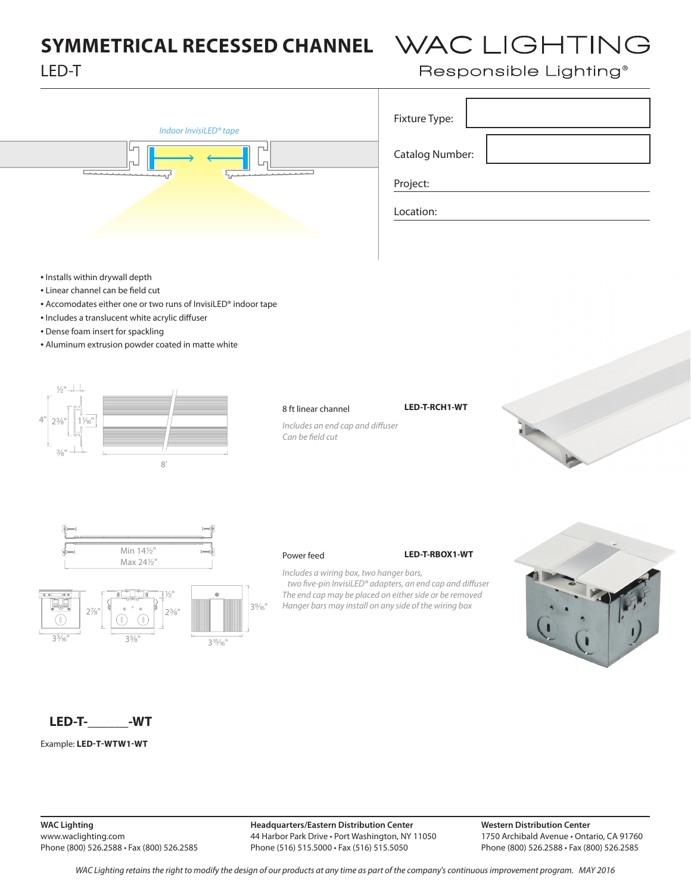# SYMMETRICAL RECESSED CHANNEL

LED-T

WAC LIGHTING
Responsible Lighting®

Fixture Type:

Catalog Number:

Project:

Location:

*Indoor InvisiLED® tape*

- Installs within drywall depth
- Linear channel can be field cut
- Accomodates either one or two runs of InvisiLED® indoor tape
- Includes a translucent white acrylic diffuser
- Dense foam insert for spackling
- Aluminum extrusion powder coated in matte white

8 ft linear channel — **LED-T-RCH1-WT**

*Includes an end cap and diffuser*
*Can be field cut*

Power feed — **LED-T-RBOX1-WT**

*Includes a wiring box, two hanger bars, two five-pin InvisiLED® adapters, an end cap and diffuser*
*The end cap may be placed on either side or be removed*
*Hanger bars may install on any side of the wiring box*

**LED-T-\_\_\_\_\_\_-WT**

Example: **LED-T-WTW1-WT**

**WAC Lighting**
www.waclighting.com
Phone (800) 526.2588 • Fax (800) 526.2585

**Headquarters/Eastern Distribution Center**
44 Harbor Park Drive • Port Washington, NY 11050
Phone (516) 515.5000 • Fax (516) 515.5050

**Western Distribution Center**
1750 Archibald Avenue • Ontario, CA 91760
Phone (800) 526.2588 • Fax (800) 526.2585

*WAC Lighting retains the right to modify the design of our products at any time as part of the company's continuous improvement program. MAY 2016*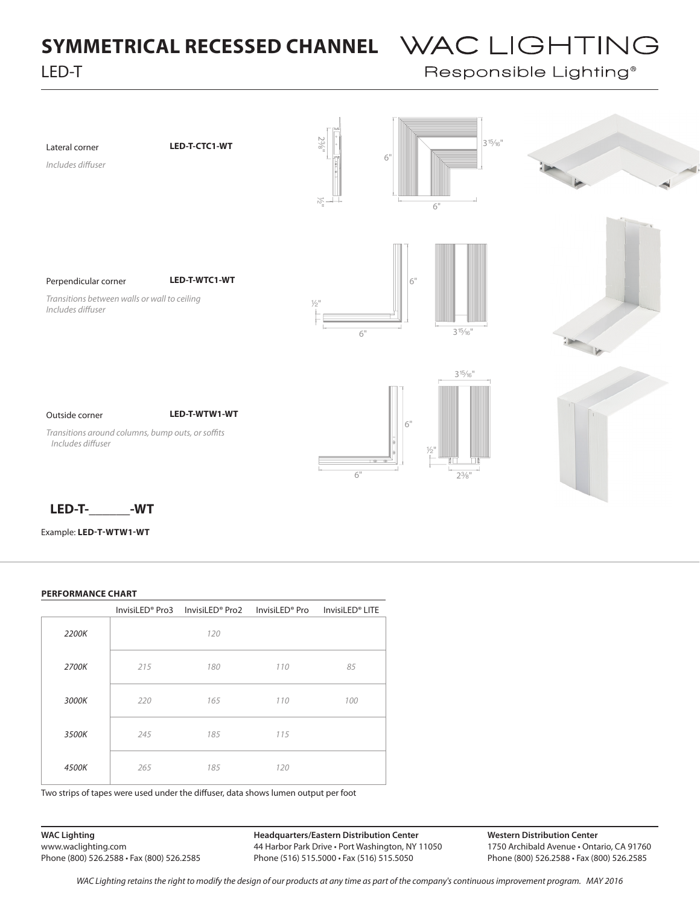# SYMMETRICAL RECESSED CHANNEL

LED-T

WAC LIGHTING
Responsible Lighting®

Lateral corner **LED-T-CTC1-WT**

*Includes diffuser*

2⅜"
½"
6"
6"
3 15⁄16"

Perpendicular corner **LED-T-WTC1-WT**

*Transitions between walls or wall to ceiling*
*Includes diffuser*

½"
6"
6"
3 15⁄16"

Outside corner **LED-T-WTW1-WT**

*Transitions around columns, bump outs, or soffits*
*Includes diffuser*

6"
6"
½"
3 15⁄16"
2⅜"

**LED-T-\_\_\_\_\_\_-WT**

Example: **LED-T-WTW1-WT**

**PERFORMANCE CHART**

| | InvisiLED® Pro3 | InvisiLED® Pro2 | InvisiLED® Pro | InvisiLED® LITE |
|---|---|---|---|---|
| *2200K* | | *120* | | |
| *2700K* | *215* | *180* | *110* | *85* |
| *3000K* | *220* | *165* | *110* | *100* |
| *3500K* | *245* | *185* | *115* | |
| *4500K* | *265* | *185* | *120* | |

Two strips of tapes were used under the diffuser, data shows lumen output per foot

**WAC Lighting**
www.waclighting.com
Phone (800) 526.2588 • Fax (800) 526.2585

**Headquarters/Eastern Distribution Center**
44 Harbor Park Drive • Port Washington, NY 11050
Phone (516) 515.5000 • Fax (516) 515.5050

**Western Distribution Center**
1750 Archibald Avenue • Ontario, CA 91760
Phone (800) 526.2588 • Fax (800) 526.2585

*WAC Lighting retains the right to modify the design of our products at any time as part of the company's continuous improvement program. MAY 2016*